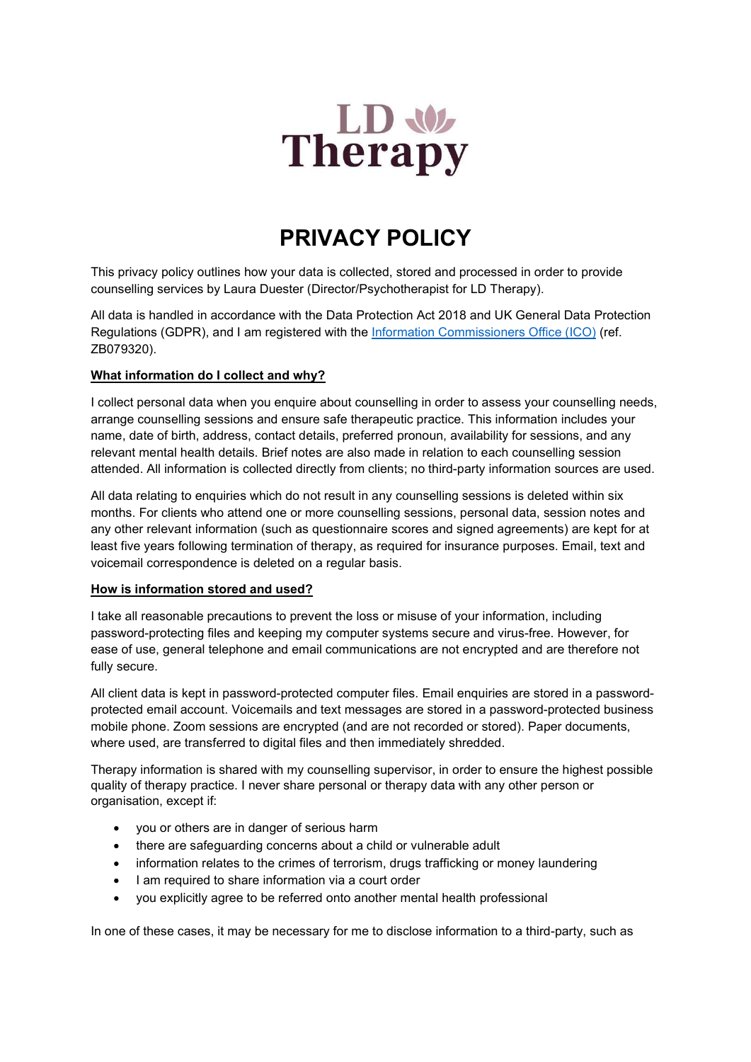LD Therapy

# PRIVACY POLICY

This privacy policy outlines how your data is collected, stored and processed in order to provide counselling services by Laura Duester (Director/Psychotherapist for LD Therapy).

All data is handled in accordance with the Data Protection Act 2018 and UK General Data Protection Regulations (GDPR), and I am registered with the Information Commissioners Office (ICO) (ref. ZB079320).

**What information do I collect and why?**

I collect personal data when you enquire about counselling in order to assess your counselling needs, arrange counselling sessions and ensure safe therapeutic practice. This information includes your name, date of birth, address, contact details, preferred pronoun, availability for sessions, and any relevant mental health details. Brief notes are also made in relation to each counselling session attended. All information is collected directly from clients; no third-party information sources are used.

All data relating to enquiries which do not result in any counselling sessions is deleted within six months. For clients who attend one or more counselling sessions, personal data, session notes and any other relevant information (such as questionnaire scores and signed agreements) are kept for at least five years following termination of therapy, as required for insurance purposes. Email, text and voicemail correspondence is deleted on a regular basis.

**How is information stored and used?**

I take all reasonable precautions to prevent the loss or misuse of your information, including password-protecting files and keeping my computer systems secure and virus-free. However, for ease of use, general telephone and email communications are not encrypted and are therefore not fully secure.

All client data is kept in password-protected computer files. Email enquiries are stored in a password-protected email account. Voicemails and text messages are stored in a password-protected business mobile phone. Zoom sessions are encrypted (and are not recorded or stored). Paper documents, where used, are transferred to digital files and then immediately shredded.

Therapy information is shared with my counselling supervisor, in order to ensure the highest possible quality of therapy practice. I never share personal or therapy data with any other person or organisation, except if:

- you or others are in danger of serious harm
- there are safeguarding concerns about a child or vulnerable adult
- information relates to the crimes of terrorism, drugs trafficking or money laundering
- I am required to share information via a court order
- you explicitly agree to be referred onto another mental health professional

In one of these cases, it may be necessary for me to disclose information to a third-party, such as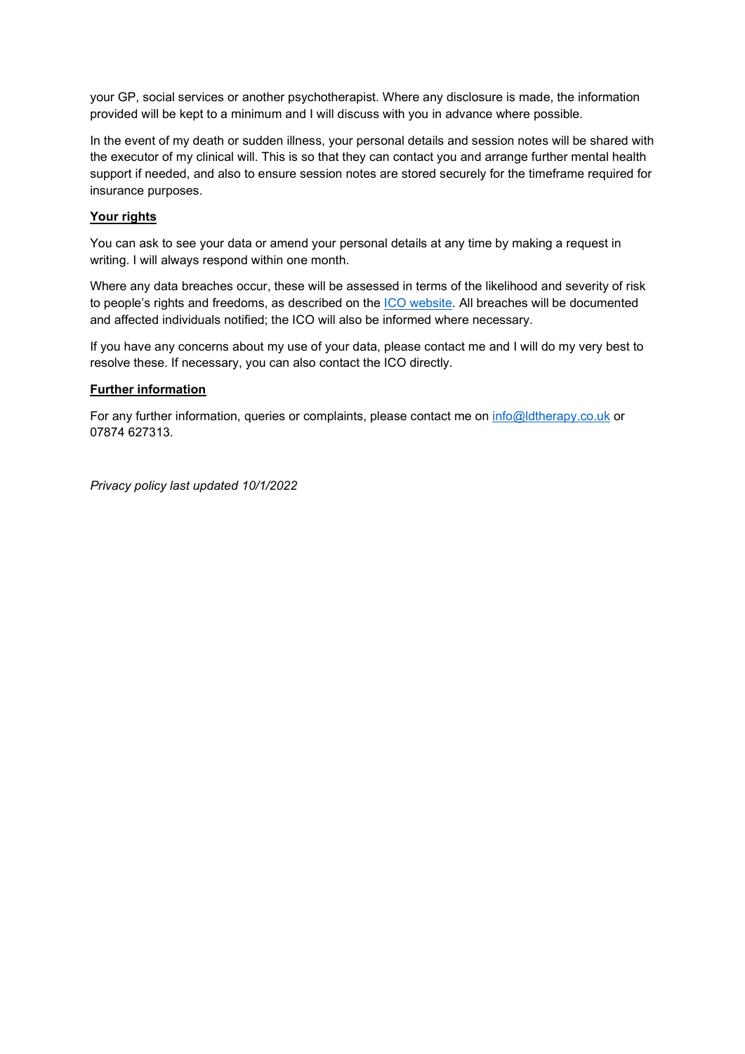your GP, social services or another psychotherapist. Where any disclosure is made, the information provided will be kept to a minimum and I will discuss with you in advance where possible.

In the event of my death or sudden illness, your personal details and session notes will be shared with the executor of my clinical will. This is so that they can contact you and arrange further mental health support if needed, and also to ensure session notes are stored securely for the timeframe required for insurance purposes.

## Your rights

You can ask to see your data or amend your personal details at any time by making a request in writing. I will always respond within one month.

Where any data breaches occur, these will be assessed in terms of the likelihood and severity of risk to people's rights and freedoms, as described on the ICO website. All breaches will be documented and affected individuals notified; the ICO will also be informed where necessary.

If you have any concerns about my use of your data, please contact me and I will do my very best to resolve these. If necessary, you can also contact the ICO directly.

## Further information

For any further information, queries or complaints, please contact me on info@ldtherapy.co.uk or 07874 627313.

*Privacy policy last updated 10/1/2022*